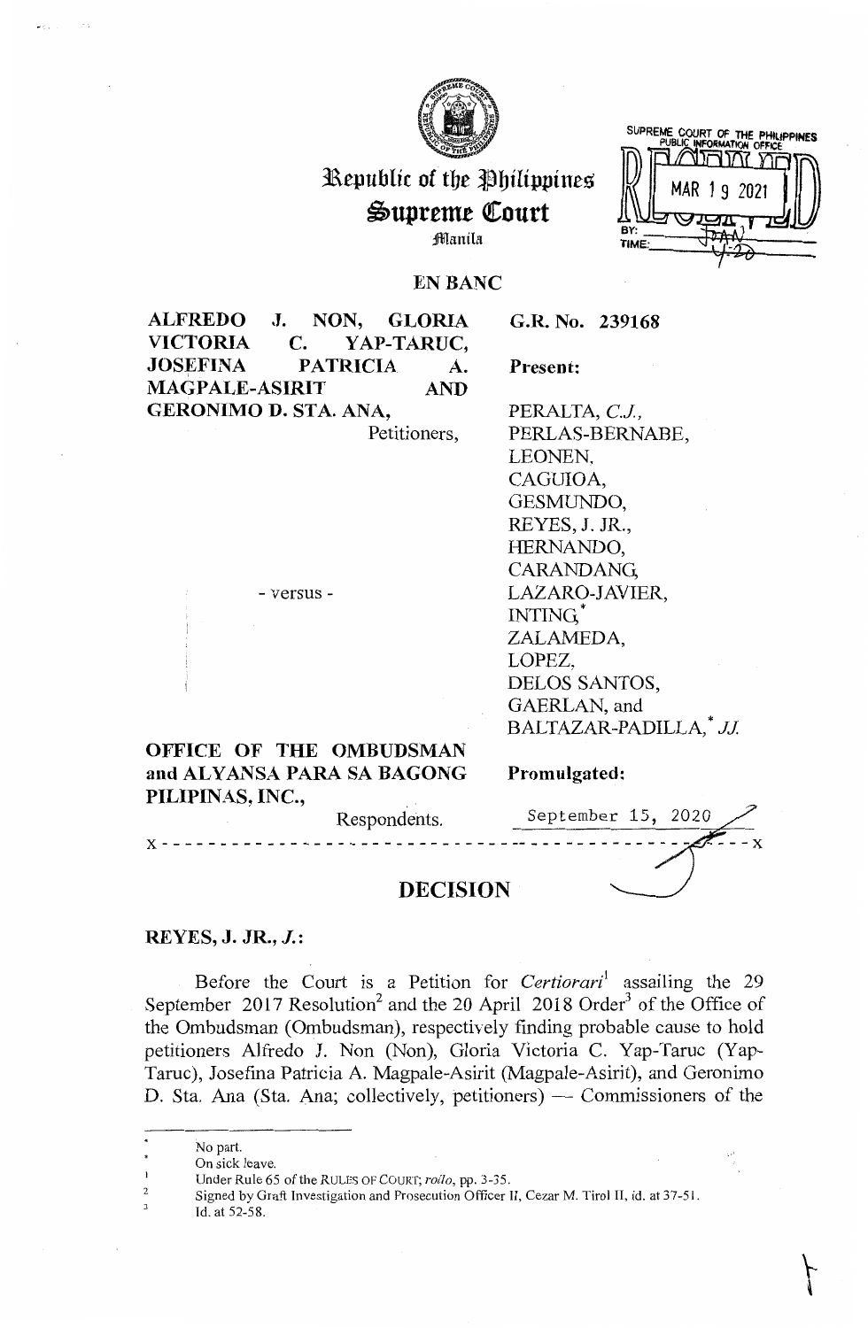# Republic of the Philippines
# Supreme Court
Manila

SUPREME COURT OF THE PHILIPPINES
PUBLIC INFORMATION OFFICE
RECEIVED
MAR 19 2021
BY:
TIME:

## EN BANC

**ALFREDO J. NON, GLORIA VICTORIA C. YAP-TARUC, JOSEFINA PATRICIA A. MAGPALE-ASIRIT AND GERONIMO D. STA. ANA,**
Petitioners,

- versus -

**OFFICE OF THE OMBUDSMAN and ALYANSA PARA SA BAGONG PILIPINAS, INC.,**
Respondents.

**G.R. No. 239168**

**Present:**

PERALTA, *C.J.*,
PERLAS-BERNABE,
LEONEN,
CAGUIOA,
GESMUNDO,
REYES, J. JR.,
HERNANDO,
CARANDANG,
LAZARO-JAVIER,
INTING,*
ZALAMEDA,
LOPEZ,
DELOS SANTOS,
GAERLAN, and
BALTAZAR-PADILLA,* *JJ.*

**Promulgated:**

September 15, 2020

x - - - - - - - - - - - - - - - - - - - - - - - - - - - - - - - - - - - - - - - - - - - - - - x

## DECISION

**REYES, J. JR., *J.*:**

Before the Court is a Petition for *Certiorari*[1] assailing the 29 September 2017 Resolution[2] and the 20 April 2018 Order[3] of the Office of the Ombudsman (Ombudsman), respectively finding probable cause to hold petitioners Alfredo J. Non (Non), Gloria Victoria C. Yap-Taruc (Yap-Taruc), Josefina Patricia A. Magpale-Asirit (Magpale-Asirit), and Geronimo D. Sta. Ana (Sta. Ana; collectively, petitioners) — Commissioners of the

---

\* No part.
\* On sick leave.
[1] Under Rule 65 of the RULES OF COURT; *rollo*, pp. 3-35.
[2] Signed by Graft Investigation and Prosecution Officer II, Cezar M. Tirol II, id. at 37-51.
[3] Id. at 52-58.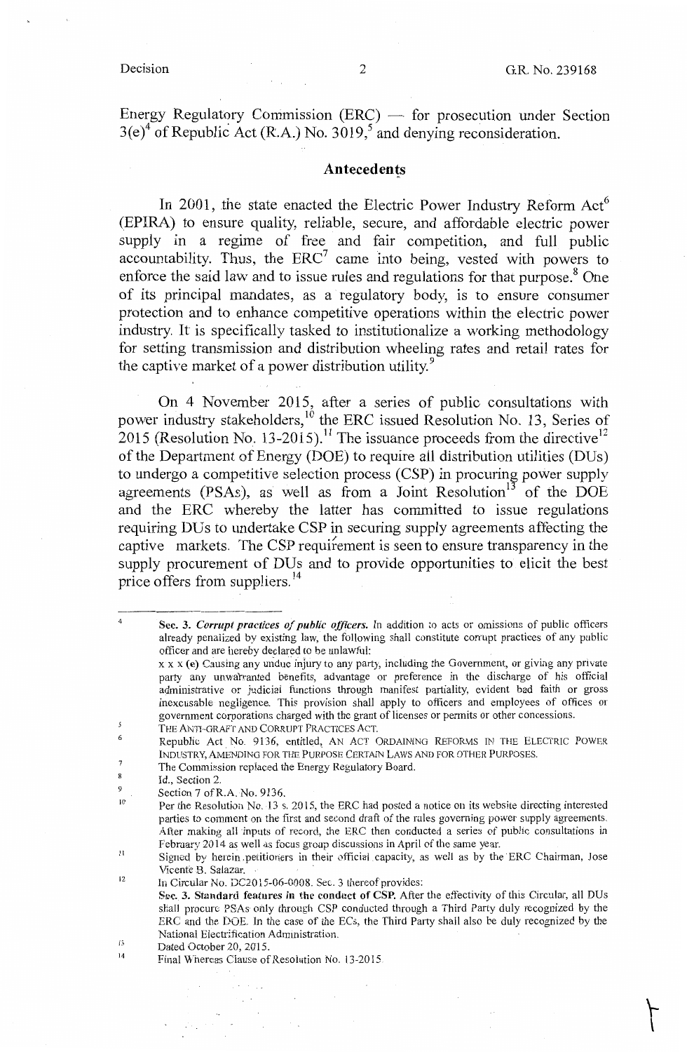Energy Regulatory Commission (ERC) — for prosecution under Section 3(e)[4] of Republic Act (R.A.) No. 3019,[5] and denying reconsideration.

## Antecedents

In 2001, the state enacted the Electric Power Industry Reform Act[6] (EPIRA) to ensure quality, reliable, secure, and affordable electric power supply in a regime of free and fair competition, and full public accountability. Thus, the ERC[7] came into being, vested with powers to enforce the said law and to issue rules and regulations for that purpose.[8] One of its principal mandates, as a regulatory body, is to ensure consumer protection and to enhance competitive operations within the electric power industry. It is specifically tasked to institutionalize a working methodology for setting transmission and distribution wheeling rates and retail rates for the captive market of a power distribution utility.[9]

On 4 November 2015, after a series of public consultations with power industry stakeholders,[10] the ERC issued Resolution No. 13, Series of 2015 (Resolution No. 13-2015).[11] The issuance proceeds from the directive[12] of the Department of Energy (DOE) to require all distribution utilities (DUs) to undergo a competitive selection process (CSP) in procuring power supply agreements (PSAs), as well as from a Joint Resolution[13] of the DOE and the ERC whereby the latter has committed to issue regulations requiring DUs to undertake CSP in securing supply agreements affecting the captive markets. The CSP requirement is seen to ensure transparency in the supply procurement of DUs and to provide opportunities to elicit the best price offers from suppliers.[14]

---

[4] **Sec. 3.** ***Corrupt practices of public officers.*** In addition to acts or omissions of public officers already penalized by existing law, the following shall constitute corrupt practices of any public officer and are hereby declared to be unlawful:
x x x (e) Causing any undue injury to any party, including the Government, or giving any private party any unwarranted benefits, advantage or preference in the discharge of his official administrative or judicial functions through manifest partiality, evident bad faith or gross inexcusable negligence. This provision shall apply to officers and employees of offices or government corporations charged with the grant of licenses or permits or other concessions.

[5] THE ANTI-GRAFT AND CORRUPT PRACTICES ACT.

[6] Republic Act No. 9136, entitled, AN ACT ORDAINING REFORMS IN THE ELECTRIC POWER INDUSTRY, AMENDING FOR THE PURPOSE CERTAIN LAWS AND FOR OTHER PURPOSES.

[7] The Commission replaced the Energy Regulatory Board.

[8] Id., Section 2.

[9] Section 7 of R.A. No. 9136.

[10] Per the Resolution No. 13 s. 2015, the ERC had posted a notice on its website directing interested parties to comment on the first and second draft of the rules governing power supply agreements. After making all inputs of record, the ERC then conducted a series of public consultations in February 2014 as well as focus group discussions in April of the same year.

[11] Signed by herein petitioners in their official capacity, as well as by the ERC Chairman, Jose Vicente B. Salazar.

[12] In Circular No. DC2015-06-0008. Sec. 3 thereof provides:
**Sec. 3. Standard features in the conduct of CSP.** After the effectivity of this Circular, all DUs shall procure PSAs only through CSP conducted through a Third Party duly recognized by the ERC and the DOE. In the case of the ECs, the Third Party shall also be duly recognized by the National Electrification Administration.

[13] Dated October 20, 2015.

[14] Final Whereas Clause of Resolution No. 13-2015.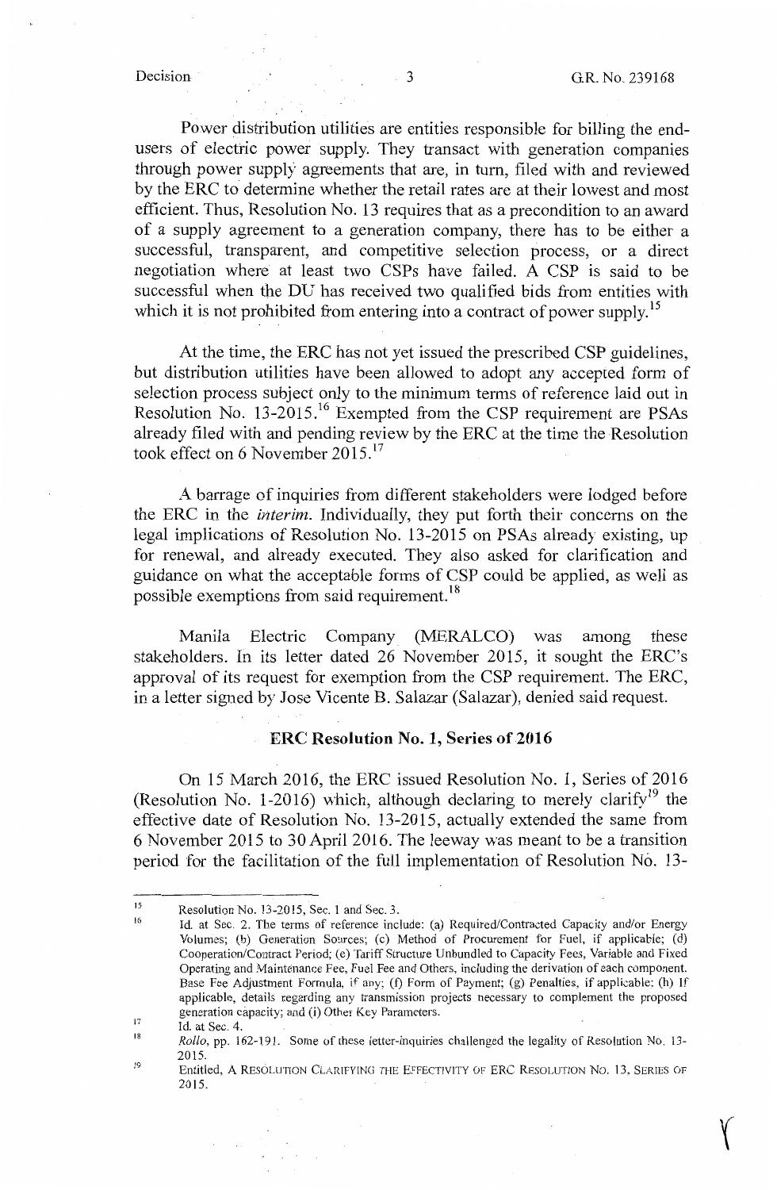Power distribution utilities are entities responsible for billing the end-users of electric power supply. They transact with generation companies through power supply agreements that are, in turn, filed with and reviewed by the ERC to determine whether the retail rates are at their lowest and most efficient. Thus, Resolution No. 13 requires that as a precondition to an award of a supply agreement to a generation company, there has to be either a successful, transparent, and competitive selection process, or a direct negotiation where at least two CSPs have failed. A CSP is said to be successful when the DU has received two qualified bids from entities with which it is not prohibited from entering into a contract of power supply.[15]

At the time, the ERC has not yet issued the prescribed CSP guidelines, but distribution utilities have been allowed to adopt any accepted form of selection process subject only to the minimum terms of reference laid out in Resolution No. 13-2015.[16] Exempted from the CSP requirement are PSAs already filed with and pending review by the ERC at the time the Resolution took effect on 6 November 2015.[17]

A barrage of inquiries from different stakeholders were lodged before the ERC in the *interim*. Individually, they put forth their concerns on the legal implications of Resolution No. 13-2015 on PSAs already existing, up for renewal, and already executed. They also asked for clarification and guidance on what the acceptable forms of CSP could be applied, as well as possible exemptions from said requirement.[18]

Manila Electric Company (MERALCO) was among these stakeholders. In its letter dated 26 November 2015, it sought the ERC's approval of its request for exemption from the CSP requirement. The ERC, in a letter signed by Jose Vicente B. Salazar (Salazar), denied said request.

## ERC Resolution No. 1, Series of 2016

On 15 March 2016, the ERC issued Resolution No. 1, Series of 2016 (Resolution No. 1-2016) which, although declaring to merely clarify[19] the effective date of Resolution No. 13-2015, actually extended the same from 6 November 2015 to 30 April 2016. The leeway was meant to be a transition period for the facilitation of the full implementation of Resolution No. 13-

---

[15] Resolution No. 13-2015, Sec. 1 and Sec. 3.

[16] Id. at Sec. 2. The terms of reference include: (a) Required/Contracted Capacity and/or Energy Volumes; (b) Generation Sources; (c) Method of Procurement for Fuel, if applicable; (d) Cooperation/Contract Period; (e) Tariff Structure Unbundled to Capacity Fees, Variable and Fixed Operating and Maintenance Fee, Fuel Fee and Others, including the derivation of each component. Base Fee Adjustment Formula, if any; (f) Form of Payment; (g) Penalties, if applicable; (h) If applicable, details regarding any transmission projects necessary to complement the proposed generation capacity; and (i) Other Key Parameters.

[17] Id. at Sec. 4.

[18] *Rollo*, pp. 162-191. Some of these letter-inquiries challenged the legality of Resolution No. 13-2015.

[19] Entitled, A RESOLUTION CLARIFYING THE EFFECTIVITY OF ERC RESOLUTION NO. 13, SERIES OF 2015.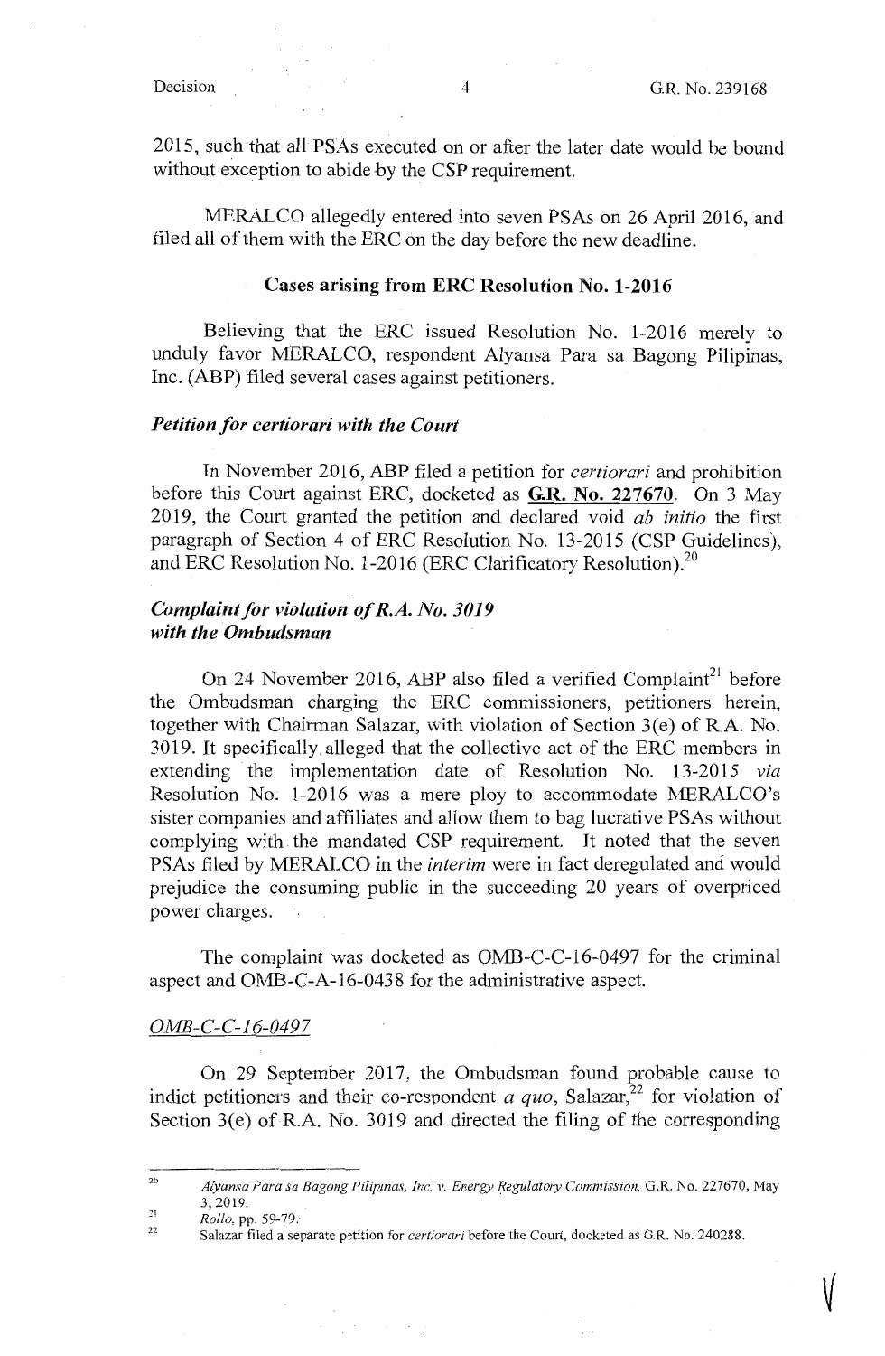2015, such that all PSAs executed on or after the later date would be bound without exception to abide by the CSP requirement.

MERALCO allegedly entered into seven PSAs on 26 April 2016, and filed all of them with the ERC on the day before the new deadline.

## Cases arising from ERC Resolution No. 1-2016

Believing that the ERC issued Resolution No. 1-2016 merely to unduly favor MERALCO, respondent Alyansa Para sa Bagong Pilipinas, Inc. (ABP) filed several cases against petitioners.

### *Petition for certiorari with the Court*

In November 2016, ABP filed a petition for *certiorari* and prohibition before this Court against ERC, docketed as **G.R. No. 227670**. On 3 May 2019, the Court granted the petition and declared void *ab initio* the first paragraph of Section 4 of ERC Resolution No. 13-2015 (CSP Guidelines), and ERC Resolution No. 1-2016 (ERC Clarificatory Resolution).[20]

### *Complaint for violation of R.A. No. 3019 with the Ombudsman*

On 24 November 2016, ABP also filed a verified Complaint[21] before the Ombudsman charging the ERC commissioners, petitioners herein, together with Chairman Salazar, with violation of Section 3(e) of R.A. No. 3019. It specifically alleged that the collective act of the ERC members in extending the implementation date of Resolution No. 13-2015 *via* Resolution No. 1-2016 was a mere ploy to accommodate MERALCO's sister companies and affiliates and allow them to bag lucrative PSAs without complying with the mandated CSP requirement. It noted that the seven PSAs filed by MERALCO in the *interim* were in fact deregulated and would prejudice the consuming public in the succeeding 20 years of overpriced power charges.

The complaint was docketed as OMB-C-C-16-0497 for the criminal aspect and OMB-C-A-16-0438 for the administrative aspect.

#### *OMB-C-C-16-0497*

On 29 September 2017, the Ombudsman found probable cause to indict petitioners and their co-respondent *a quo*, Salazar,[22] for violation of Section 3(e) of R.A. No. 3019 and directed the filing of the corresponding

---

[20] *Alyansa Para sa Bagong Pilipinas, Inc. v. Energy Regulatory Commission*, G.R. No. 227670, May 3, 2019.

[21] *Rollo*, pp. 59-79.

[22] Salazar filed a separate petition for *certiorari* before the Court, docketed as G.R. No. 240288.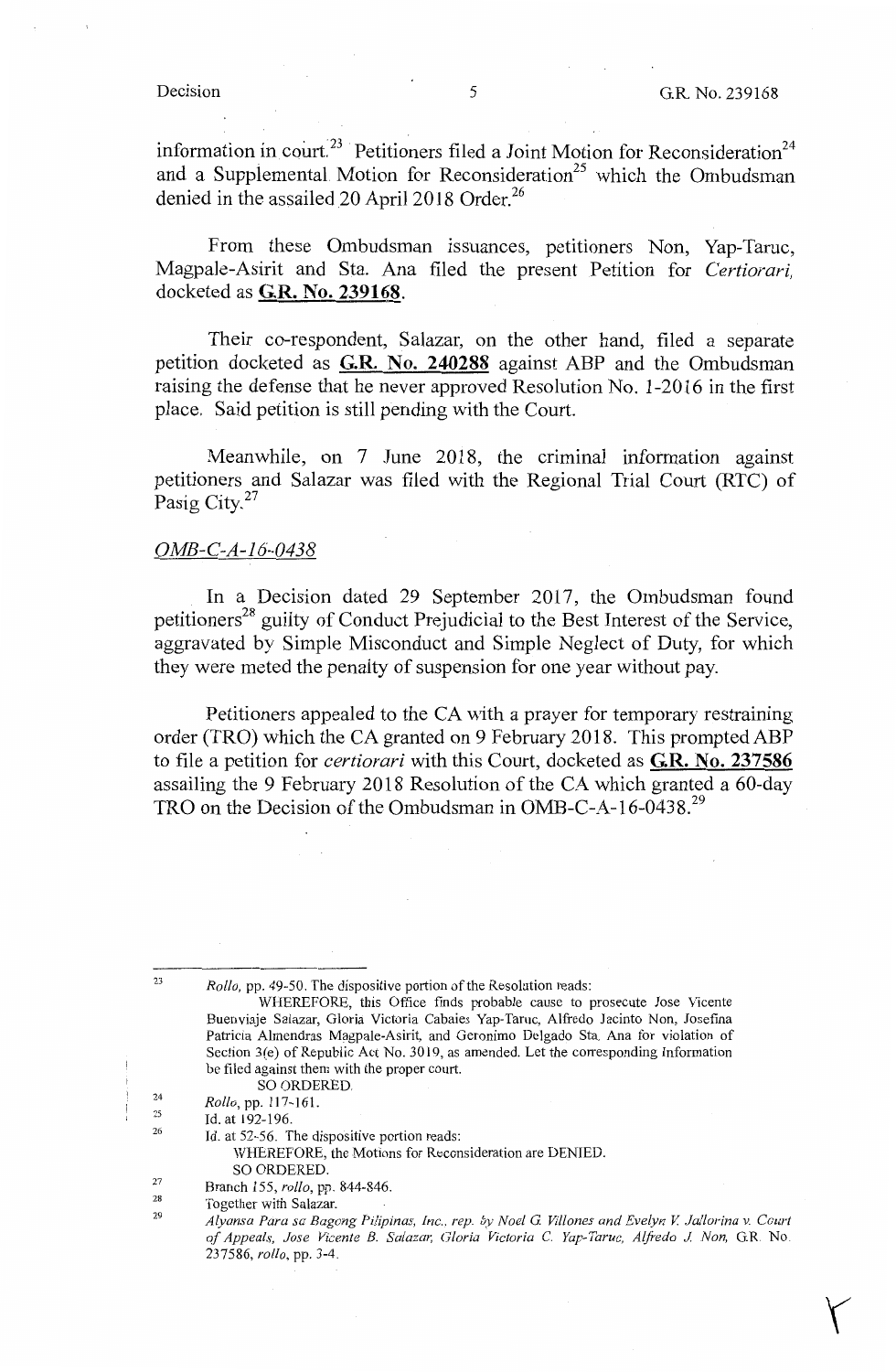information in court.[23] Petitioners filed a Joint Motion for Reconsideration[24] and a Supplemental Motion for Reconsideration[25] which the Ombudsman denied in the assailed 20 April 2018 Order.[26]

From these Ombudsman issuances, petitioners Non, Yap-Taruc, Magpale-Asirit and Sta. Ana filed the present Petition for *Certiorari*, docketed as **G.R. No. 239168**.

Their co-respondent, Salazar, on the other hand, filed a separate petition docketed as **G.R. No. 240288** against ABP and the Ombudsman raising the defense that he never approved Resolution No. 1-2016 in the first place. Said petition is still pending with the Court.

Meanwhile, on 7 June 2018, the criminal information against petitioners and Salazar was filed with the Regional Trial Court (RTC) of Pasig City.[27]

*OMB-C-A-16-0438*

In a Decision dated 29 September 2017, the Ombudsman found petitioners[28] guilty of Conduct Prejudicial to the Best Interest of the Service, aggravated by Simple Misconduct and Simple Neglect of Duty, for which they were meted the penalty of suspension for one year without pay.

Petitioners appealed to the CA with a prayer for temporary restraining order (TRO) which the CA granted on 9 February 2018. This prompted ABP to file a petition for *certiorari* with this Court, docketed as **G.R. No. 237586** assailing the 9 February 2018 Resolution of the CA which granted a 60-day TRO on the Decision of the Ombudsman in OMB-C-A-16-0438.[29]

---

[23] *Rollo*, pp. 49-50. The dispositive portion of the Resolution reads:

WHEREFORE, this Office finds probable cause to prosecute Jose Vicente Buenviaje Salazar, Gloria Victoria Cabales Yap-Taruc, Alfredo Jacinto Non, Josefina Patricia Almendras Magpale-Asirit, and Geronimo Delgado Sta. Ana for violation of Section 3(e) of Republic Act No. 3019, as amended. Let the corresponding Information be filed against them with the proper court.

SO ORDERED.

[24] *Rollo*, pp. 117-161.

[25] Id. at 192-196.

[26] Id. at 52-56. The dispositive portion reads:

WHEREFORE, the Motions for Reconsideration are DENIED.

SO ORDERED.

[27] Branch 155, *rollo*, pp. 844-846.

[28] Together with Salazar.

[29] *Alyansa Para sa Bagong Pilipinas, Inc., rep. by Noel G. Villones and Evelyn V. Jallorina v. Court of Appeals, Jose Vicente B. Salazar, Gloria Victoria C. Yap-Taruc, Alfredo J. Non*, G.R. No. 237586, *rollo*, pp. 3-4.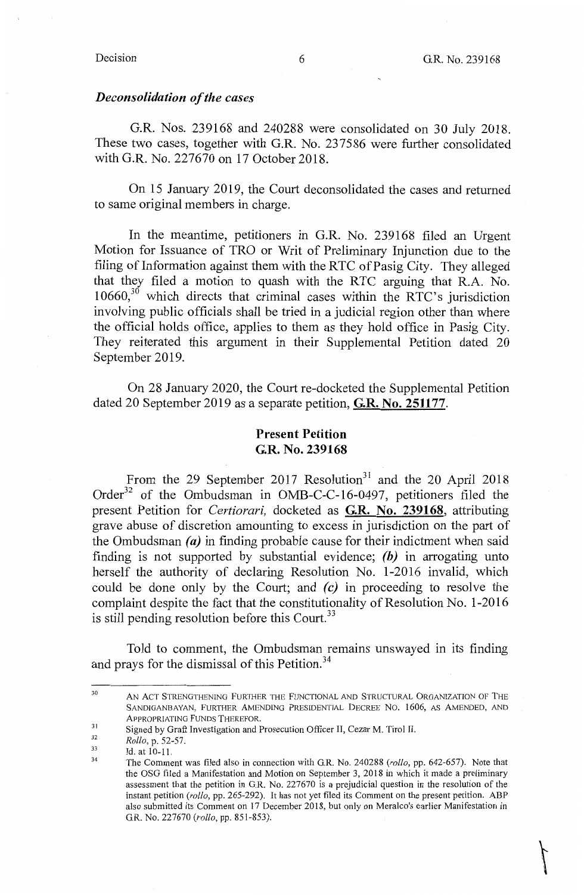### *Deconsolidation of the cases*

G.R. Nos. 239168 and 240288 were consolidated on 30 July 2018. These two cases, together with G.R. No. 237586 were further consolidated with G.R. No. 227670 on 17 October 2018.

On 15 January 2019, the Court deconsolidated the cases and returned to same original members in charge.

In the meantime, petitioners in G.R. No. 239168 filed an Urgent Motion for Issuance of TRO or Writ of Preliminary Injunction due to the filing of Information against them with the RTC of Pasig City. They alleged that they filed a motion to quash with the RTC arguing that R.A. No. 10660,[30] which directs that criminal cases within the RTC's jurisdiction involving public officials shall be tried in a judicial region other than where the official holds office, applies to them as they hold office in Pasig City. They reiterated this argument in their Supplemental Petition dated 20 September 2019.

On 28 January 2020, the Court re-docketed the Supplemental Petition dated 20 September 2019 as a separate petition, **G.R. No. 251177**.

## Present Petition
## G.R. No. 239168

From the 29 September 2017 Resolution[31] and the 20 April 2018 Order[32] of the Ombudsman in OMB-C-C-16-0497, petitioners filed the present Petition for *Certiorari,* docketed as **G.R. No. 239168**, attributing grave abuse of discretion amounting to excess in jurisdiction on the part of the Ombudsman ***(a)*** in finding probable cause for their indictment when said finding is not supported by substantial evidence; ***(b)*** in arrogating unto herself the authority of declaring Resolution No. 1-2016 invalid, which could be done only by the Court; and ***(c)*** in proceeding to resolve the complaint despite the fact that the constitutionality of Resolution No. 1-2016 is still pending resolution before this Court.[33]

Told to comment, the Ombudsman remains unswayed in its finding and prays for the dismissal of this Petition.[34]

---

[30] AN ACT STRENGTHENING FURTHER THE FUNCTIONAL AND STRUCTURAL ORGANIZATION OF THE SANDIGANBAYAN, FURTHER AMENDING PRESIDENTIAL DECREE NO. 1606, AS AMENDED, AND APPROPRIATING FUNDS THEREFOR.

[31] Signed by Graft Investigation and Prosecution Officer II, Cezar M. Tirol II.

[32] *Rollo*, p. 52-57.

[33] Id. at 10-11.

[34] The Comment was filed also in connection with G.R. No. 240288 (*rollo*, pp. 642-657). Note that the OSG filed a Manifestation and Motion on September 3, 2018 in which it made a preliminary assessment that the petition in G.R. No. 227670 is a prejudicial question in the resolution of the instant petition (*rollo*, pp. 265-292). It has not yet filed its Comment on the present petition. ABP also submitted its Comment on 17 December 2018, but only on Meralco's earlier Manifestation in G.R. No. 227670 (*rollo*, pp. 851-853).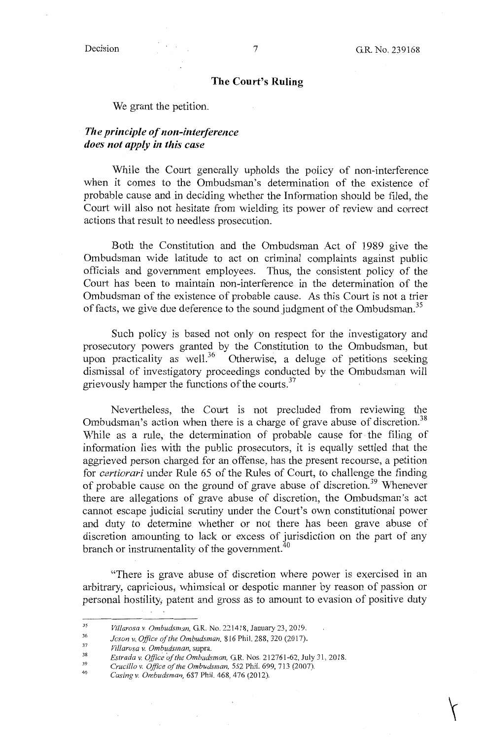## The Court's Ruling

We grant the petition.

### *The principle of non-interference does not apply in this case*

While the Court generally upholds the policy of non-interference when it comes to the Ombudsman's determination of the existence of probable cause and in deciding whether the Information should be filed, the Court will also not hesitate from wielding its power of review and correct actions that result to needless prosecution.

Both the Constitution and the Ombudsman Act of 1989 give the Ombudsman wide latitude to act on criminal complaints against public officials and government employees. Thus, the consistent policy of the Court has been to maintain non-interference in the determination of the Ombudsman of the existence of probable cause. As this Court is not a trier of facts, we give due deference to the sound judgment of the Ombudsman.[35]

Such policy is based not only on respect for the investigatory and prosecutory powers granted by the Constitution to the Ombudsman, but upon practicality as well.[36] Otherwise, a deluge of petitions seeking dismissal of investigatory proceedings conducted by the Ombudsman will grievously hamper the functions of the courts.[37]

Nevertheless, the Court is not precluded from reviewing the Ombudsman's action when there is a charge of grave abuse of discretion.[38] While as a rule, the determination of probable cause for the filing of information lies with the public prosecutors, it is equally settled that the aggrieved person charged for an offense, has the present recourse, a petition for *certiorari* under Rule 65 of the Rules of Court, to challenge the finding of probable cause on the ground of grave abuse of discretion.[39] Whenever there are allegations of grave abuse of discretion, the Ombudsman's act cannot escape judicial scrutiny under the Court's own constitutional power and duty to determine whether or not there has been grave abuse of discretion amounting to lack or excess of jurisdiction on the part of any branch or instrumentality of the government.[40]

"There is grave abuse of discretion where power is exercised in an arbitrary, capricious, whimsical or despotic manner by reason of passion or personal hostility, patent and gross as to amount to evasion of positive duty

---

[35] *Villarosa v. Ombudsman*, G.R. No. 221418, January 23, 2019.

[36] *Joson v. Office of the Ombudsman*, 816 Phil. 288, 320 (2017).

[37] *Villarosa v. Ombudsman*, supra.

[38] *Estrada v. Office of the Ombudsman*, G.R. Nos. 212761-62, July 31, 2018.

[39] *Crucillo v. Office of the Ombudsman*, 552 Phil. 699, 713 (2007).

[40] *Casing v. Ombudsman*, 687 Phil. 468, 476 (2012).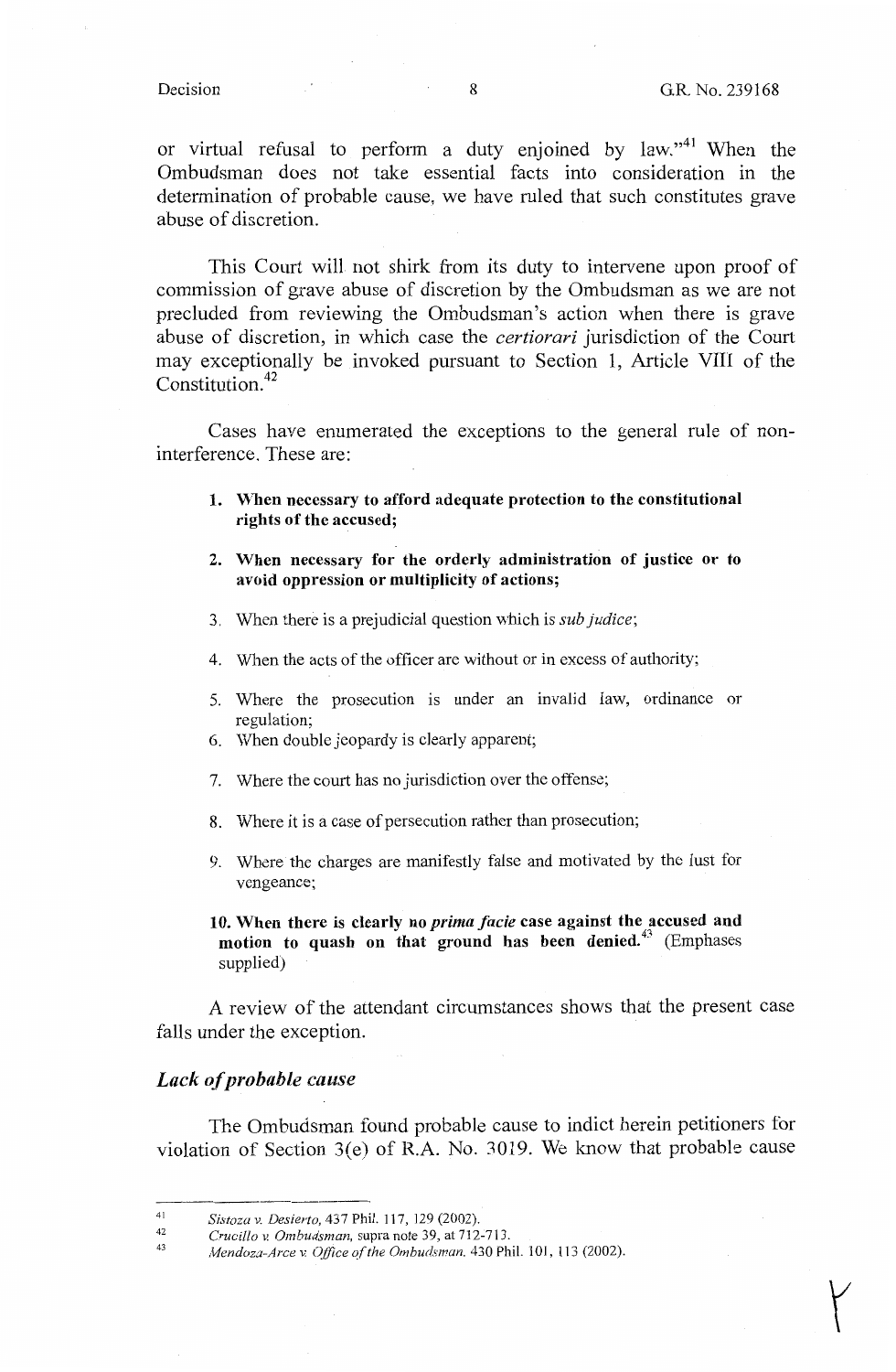or virtual refusal to perform a duty enjoined by law."[41] When the Ombudsman does not take essential facts into consideration in the determination of probable cause, we have ruled that such constitutes grave abuse of discretion.

This Court will not shirk from its duty to intervene upon proof of commission of grave abuse of discretion by the Ombudsman as we are not precluded from reviewing the Ombudsman's action when there is grave abuse of discretion, in which case the *certiorari* jurisdiction of the Court may exceptionally be invoked pursuant to Section 1, Article VIII of the Constitution.[42]

Cases have enumerated the exceptions to the general rule of non-interference. These are:

1. **When necessary to afford adequate protection to the constitutional rights of the accused;**
2. **When necessary for the orderly administration of justice or to avoid oppression or multiplicity of actions;**
3. When there is a prejudicial question which is *sub judice*;
4. When the acts of the officer are without or in excess of authority;
5. Where the prosecution is under an invalid law, ordinance or regulation;
6. When double jeopardy is clearly apparent;
7. Where the court has no jurisdiction over the offense;
8. Where it is a case of persecution rather than prosecution;
9. Where the charges are manifestly false and motivated by the lust for vengeance;
10. **When there is clearly no *prima facie* case against the accused and motion to quash on that ground has been denied.**[43] (Emphases supplied)

A review of the attendant circumstances shows that the present case falls under the exception.

### *Lack of probable cause*

The Ombudsman found probable cause to indict herein petitioners for violation of Section 3(e) of R.A. No. 3019. We know that probable cause

---

[41] *Sistoza v. Desierto*, 437 Phil. 117, 129 (2002).

[42] *Crucillo v. Ombudsman*, supra note 39, at 712-713.

[43] *Mendoza-Arce v. Office of the Ombudsman*, 430 Phil. 101, 113 (2002).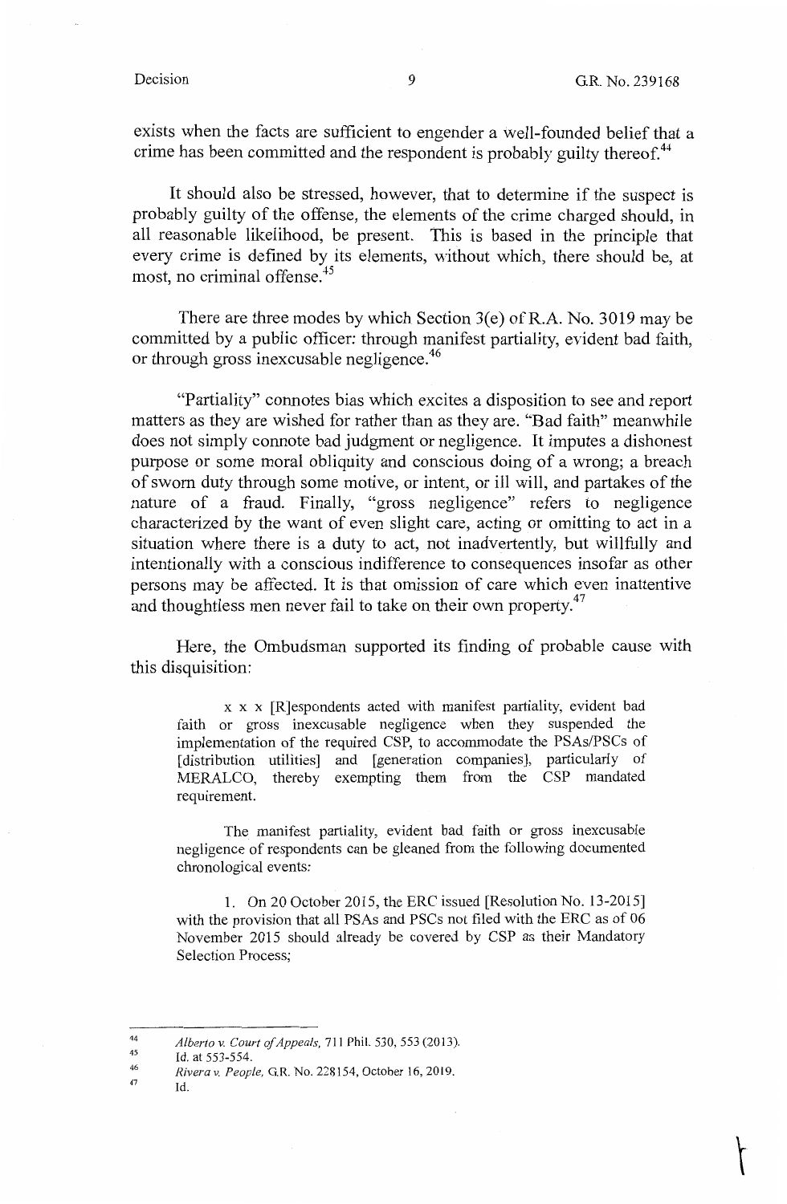exists when the facts are sufficient to engender a well-founded belief that a crime has been committed and the respondent is probably guilty thereof.[44]

It should also be stressed, however, that to determine if the suspect is probably guilty of the offense, the elements of the crime charged should, in all reasonable likelihood, be present. This is based in the principle that every crime is defined by its elements, without which, there should be, at most, no criminal offense.[45]

There are three modes by which Section 3(e) of R.A. No. 3019 may be committed by a public officer: through manifest partiality, evident bad faith, or through gross inexcusable negligence.[46]

"Partiality" connotes bias which excites a disposition to see and report matters as they are wished for rather than as they are. "Bad faith" meanwhile does not simply connote bad judgment or negligence. It imputes a dishonest purpose or some moral obliquity and conscious doing of a wrong; a breach of sworn duty through some motive, or intent, or ill will, and partakes of the nature of a fraud. Finally, "gross negligence" refers to negligence characterized by the want of even slight care, acting or omitting to act in a situation where there is a duty to act, not inadvertently, but willfully and intentionally with a conscious indifference to consequences insofar as other persons may be affected. It is that omission of care which even inattentive and thoughtless men never fail to take on their own property.[47]

Here, the Ombudsman supported its finding of probable cause with this disquisition:

> x x x [R]espondents acted with manifest partiality, evident bad faith or gross inexcusable negligence when they suspended the implementation of the required CSP, to accommodate the PSAs/PSCs of [distribution utilities] and [generation companies], particularly of MERALCO, thereby exempting them from the CSP mandated requirement.
>
> The manifest partiality, evident bad faith or gross inexcusable negligence of respondents can be gleaned from the following documented chronological events:
>
> 1. On 20 October 2015, the ERC issued [Resolution No. 13-2015] with the provision that all PSAs and PSCs not filed with the ERC as of 06 November 2015 should already be covered by CSP as their Mandatory Selection Process;

---

[44] *Alberto v. Court of Appeals*, 711 Phil. 530, 553 (2013).

[45] Id. at 553-554.

[46] *Rivera v. People*, G.R. No. 228154, October 16, 2019.

[47] Id.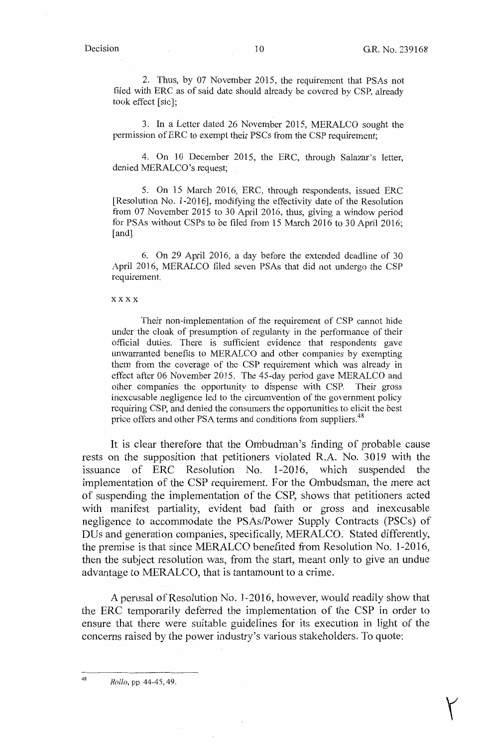2. Thus, by 07 November 2015, the requirement that PSAs not filed with ERC as of said date should already be covered by CSP, already took effect [sic];

3. In a Letter dated 26 November 2015, MERALCO sought the permission of ERC to exempt their PSCs from the CSP requirement;

4. On 10 December 2015, the ERC, through Salazar's letter, denied MERALCO's request;

5. On 15 March 2016, ERC, through respondents, issued ERC [Resolution No. 1-2016], modifying the effectivity date of the Resolution from 07 November 2015 to 30 April 2016, thus, giving a window period for PSAs without CSPs to be filed from 15 March 2016 to 30 April 2016; [and]

6. On 29 April 2016, a day before the extended deadline of 30 April 2016, MERALCO filed seven PSAs that did not undergo the CSP requirement.

x x x x

Their non-implementation of the requirement of CSP cannot hide under the cloak of presumption of regularity in the performance of their official duties. There is sufficient evidence that respondents gave unwarranted benefits to MERALCO and other companies by exempting them from the coverage of the CSP requirement which was already in effect after 06 November 2015. The 45-day period gave MERALCO and other companies the opportunity to dispense with CSP. Their gross inexcusable negligence led to the circumvention of the government policy requiring CSP, and denied the consumers the opportunities to elicit the best price offers and other PSA terms and conditions from suppliers.[48]

It is clear therefore that the Ombudman's finding of probable cause rests on the supposition that petitioners violated R.A. No. 3019 with the issuance of ERC Resolution No. 1-2016, which suspended the implementation of the CSP requirement. For the Ombudsman, the mere act of suspending the implementation of the CSP, shows that petitioners acted with manifest partiality, evident bad faith or gross and inexcusable negligence to accommodate the PSAs/Power Supply Contracts (PSCs) of DUs and generation companies, specifically, MERALCO. Stated differently, the premise is that since MERALCO benefited from Resolution No. 1-2016, then the subject resolution was, from the start, meant only to give an undue advantage to MERALCO, that is tantamount to a crime.

A perusal of Resolution No. 1-2016, however, would readily show that the ERC temporarily deferred the implementation of the CSP in order to ensure that there were suitable guidelines for its execution in light of the concerns raised by the power industry's various stakeholders. To quote:

---

[48] *Rollo*, pp. 44-45, 49.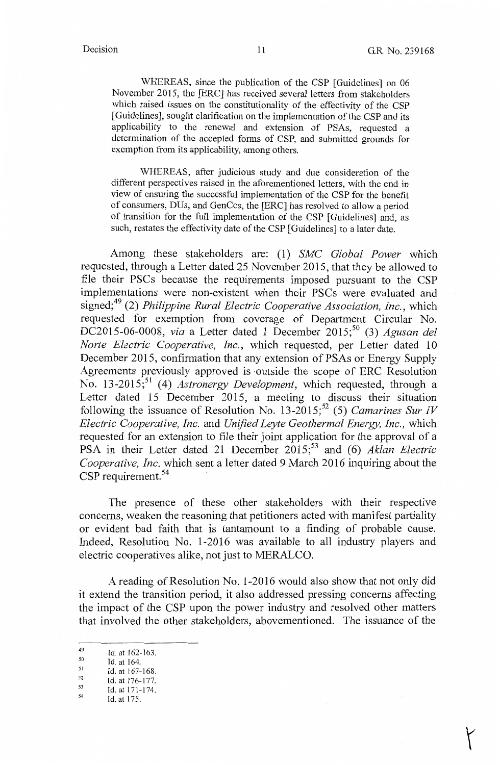> WHEREAS, since the publication of the CSP [Guidelines] on 06 November 2015, the [ERC] has received several letters from stakeholders which raised issues on the constitutionality of the effectivity of the CSP [Guidelines], sought clarification on the implementation of the CSP and its applicability to the renewal and extension of PSAs, requested a determination of the accepted forms of CSP, and submitted grounds for exemption from its applicability, among others.
>
> WHEREAS, after judicious study and due consideration of the different perspectives raised in the aforementioned letters, with the end in view of ensuring the successful implementation of the CSP for the benefit of consumers, DUs, and GenCos, the [ERC] has resolved to allow a period of transition for the full implementation of the CSP [Guidelines] and, as such, restates the effectivity date of the CSP [Guidelines] to a later date.

Among these stakeholders are: (1) *SMC Global Power* which requested, through a Letter dated 25 November 2015, that they be allowed to file their PSCs because the requirements imposed pursuant to the CSP implementations were non-existent when their PSCs were evaluated and signed;[49] (2) *Philippine Rural Electric Cooperative Association, Inc.*, which requested for exemption from coverage of Department Circular No. DC2015-06-0008, *via* a Letter dated 1 December 2015;[50] (3) *Agusan del Norte Electric Cooperative, Inc.*, which requested, per Letter dated 10 December 2015, confirmation that any extension of PSAs or Energy Supply Agreements previously approved is outside the scope of ERC Resolution No. 13-2015;[51] (4) *Astronergy Development*, which requested, through a Letter dated 15 December 2015, a meeting to discuss their situation following the issuance of Resolution No. 13-2015;[52] (5) *Camarines Sur IV Electric Cooperative, Inc.* and *Unified Leyte Geothermal Energy, Inc.*, which requested for an extension to file their joint application for the approval of a PSA in their Letter dated 21 December 2015;[53] and (6) *Aklan Electric Cooperative, Inc.* which sent a letter dated 9 March 2016 inquiring about the CSP requirement.[54]

The presence of these other stakeholders with their respective concerns, weaken the reasoning that petitioners acted with manifest partiality or evident bad faith that is tantamount to a finding of probable cause. Indeed, Resolution No. 1-2016 was available to all industry players and electric cooperatives alike, not just to MERALCO.

A reading of Resolution No. 1-2016 would also show that not only did it extend the transition period, it also addressed pressing concerns affecting the impact of the CSP upon the power industry and resolved other matters that involved the other stakeholders, abovementioned. The issuance of the

---

[49] Id. at 162-163.
[50] Id. at 164.
[51] Id. at 167-168.
[52] Id. at 176-177.
[53] Id. at 171-174.
[54] Id. at 175.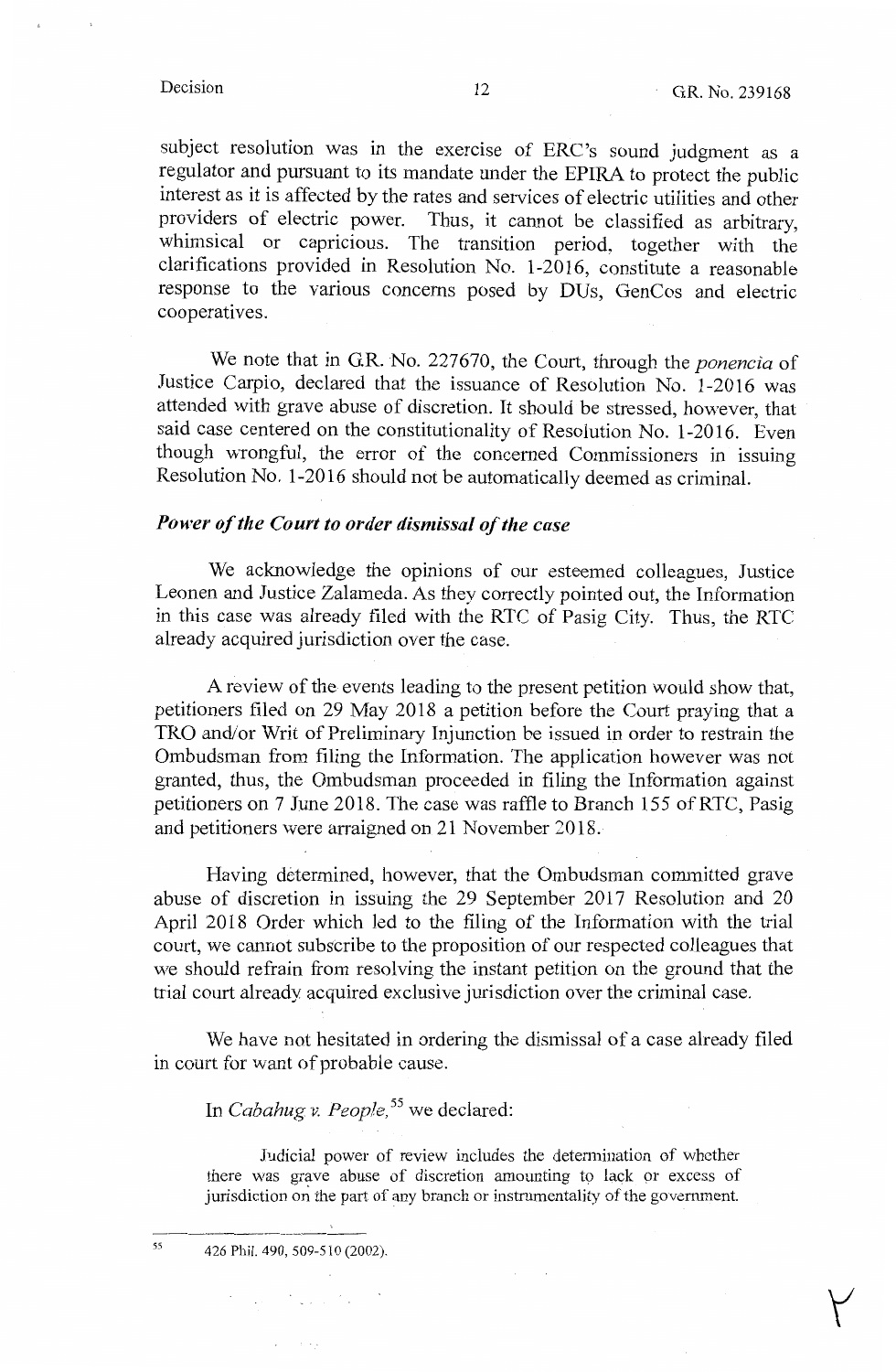subject resolution was in the exercise of ERC's sound judgment as a regulator and pursuant to its mandate under the EPIRA to protect the public interest as it is affected by the rates and services of electric utilities and other providers of electric power. Thus, it cannot be classified as arbitrary, whimsical or capricious. The transition period, together with the clarifications provided in Resolution No. 1-2016, constitute a reasonable response to the various concerns posed by DUs, GenCos and electric cooperatives.

We note that in G.R. No. 227670, the Court, through the *ponencia* of Justice Carpio, declared that the issuance of Resolution No. 1-2016 was attended with grave abuse of discretion. It should be stressed, however, that said case centered on the constitutionality of Resolution No. 1-2016. Even though wrongful, the error of the concerned Commissioners in issuing Resolution No. 1-2016 should not be automatically deemed as criminal.

### *Power of the Court to order dismissal of the case*

We acknowledge the opinions of our esteemed colleagues, Justice Leonen and Justice Zalameda. As they correctly pointed out, the Information in this case was already filed with the RTC of Pasig City. Thus, the RTC already acquired jurisdiction over the case.

A review of the events leading to the present petition would show that, petitioners filed on 29 May 2018 a petition before the Court praying that a TRO and/or Writ of Preliminary Injunction be issued in order to restrain the Ombudsman from filing the Information. The application however was not granted, thus, the Ombudsman proceeded in filing the Information against petitioners on 7 June 2018. The case was raffle to Branch 155 of RTC, Pasig and petitioners were arraigned on 21 November 2018.

Having determined, however, that the Ombudsman committed grave abuse of discretion in issuing the 29 September 2017 Resolution and 20 April 2018 Order which led to the filing of the Information with the trial court, we cannot subscribe to the proposition of our respected colleagues that we should refrain from resolving the instant petition on the ground that the trial court already acquired exclusive jurisdiction over the criminal case.

We have not hesitated in ordering the dismissal of a case already filed in court for want of probable cause.

In *Cabahug v. People,*[55] we declared:

> Judicial power of review includes the determination of whether there was grave abuse of discretion amounting to lack or excess of jurisdiction on the part of any branch or instrumentality of the government.

---

[55] 426 Phil. 490, 509-510 (2002).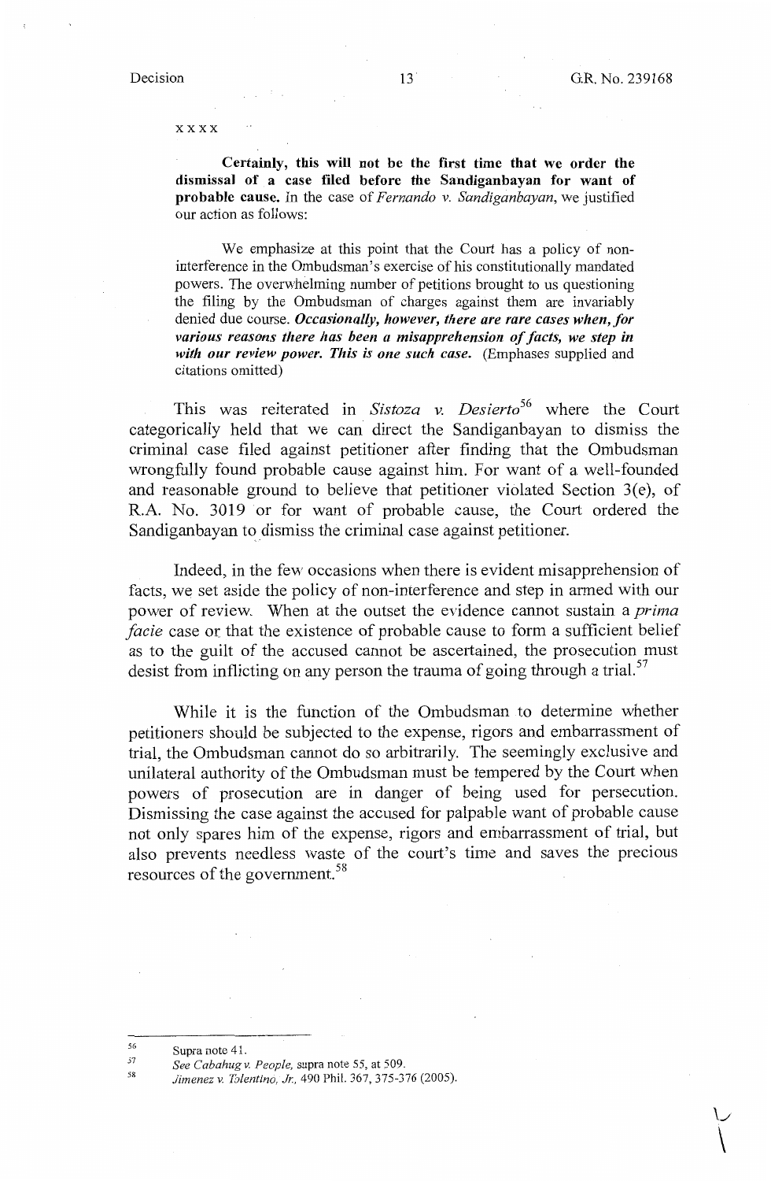xxxx

> **Certainly, this will not be the first time that we order the dismissal of a case filed before the Sandiganbayan for want of probable cause.** In the case of *Fernando v. Sandiganbayan*, we justified our action as follows:
>
> > We emphasize at this point that the Court has a policy of non-interference in the Ombudsman's exercise of his constitutionally mandated powers. The overwhelming number of petitions brought to us questioning the filing by the Ombudsman of charges against them are invariably denied due course. ***Occasionally, however, there are rare cases when, for various reasons there has been a misapprehension of facts, we step in with our review power. This is one such case.*** (Emphases supplied and citations omitted)

This was reiterated in *Sistoza v. Desierto*[56] where the Court categorically held that we can direct the Sandiganbayan to dismiss the criminal case filed against petitioner after finding that the Ombudsman wrongfully found probable cause against him. For want of a well-founded and reasonable ground to believe that petitioner violated Section 3(e), of R.A. No. 3019 or for want of probable cause, the Court ordered the Sandiganbayan to dismiss the criminal case against petitioner.

Indeed, in the few occasions when there is evident misapprehension of facts, we set aside the policy of non-interference and step in armed with our power of review. When at the outset the evidence cannot sustain a *prima facie* case or that the existence of probable cause to form a sufficient belief as to the guilt of the accused cannot be ascertained, the prosecution must desist from inflicting on any person the trauma of going through a trial.[57]

While it is the function of the Ombudsman to determine whether petitioners should be subjected to the expense, rigors and embarrassment of trial, the Ombudsman cannot do so arbitrarily. The seemingly exclusive and unilateral authority of the Ombudsman must be tempered by the Court when powers of prosecution are in danger of being used for persecution. Dismissing the case against the accused for palpable want of probable cause not only spares him of the expense, rigors and embarrassment of trial, but also prevents needless waste of the court's time and saves the precious resources of the government.[58]

---

[56] Supra note 41.

[57] *See Cabahug v. People*, supra note 55, at 509.

[58] *Jimenez v. Tolentino, Jr.*, 490 Phil. 367, 375-376 (2005).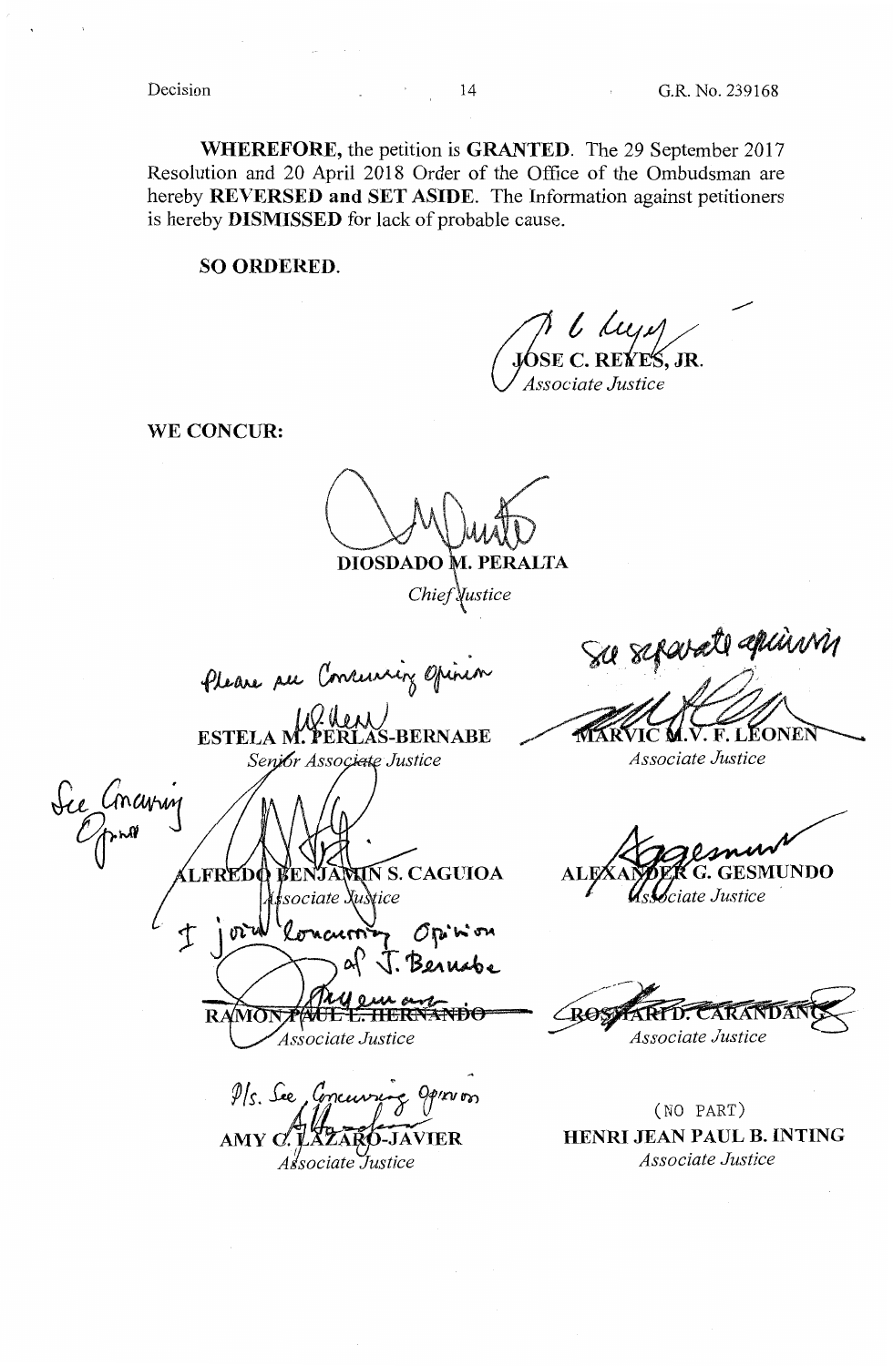**WHEREFORE,** the petition is **GRANTED**. The 29 September 2017 Resolution and 20 April 2018 Order of the Office of the Ombudsman are hereby **REVERSED and SET ASIDE**. The Information against petitioners is hereby **DISMISSED** for lack of probable cause.

**SO ORDERED.**

**JOSE C. REYES, JR.**
*Associate Justice*

**WE CONCUR:**

**DIOSDADO M. PERALTA**
*Chief Justice*

Please see Concurring Opinion
**ESTELA M. PERLAS-BERNABE**
*Senior Associate Justice*

See separate opinion
**MARVIC M.V.F. LEONEN**
*Associate Justice*

See Concurring Opinion
**ALFREDO BENJAMIN S. CAGUIOA**
*Associate Justice*

**ALEXANDER G. GESMUNDO**
*Associate Justice*

I join Concurring Opinion of J. Bernabe
**RAMON PAUL L. HERNANDO**
*Associate Justice*

**ROSMARI D. CARANDANG**
*Associate Justice*

Pls. See Concurring Opinion
**AMY C. LAZARO-JAVIER**
*Associate Justice*

(NO PART)
**HENRI JEAN PAUL B. INTING**
*Associate Justice*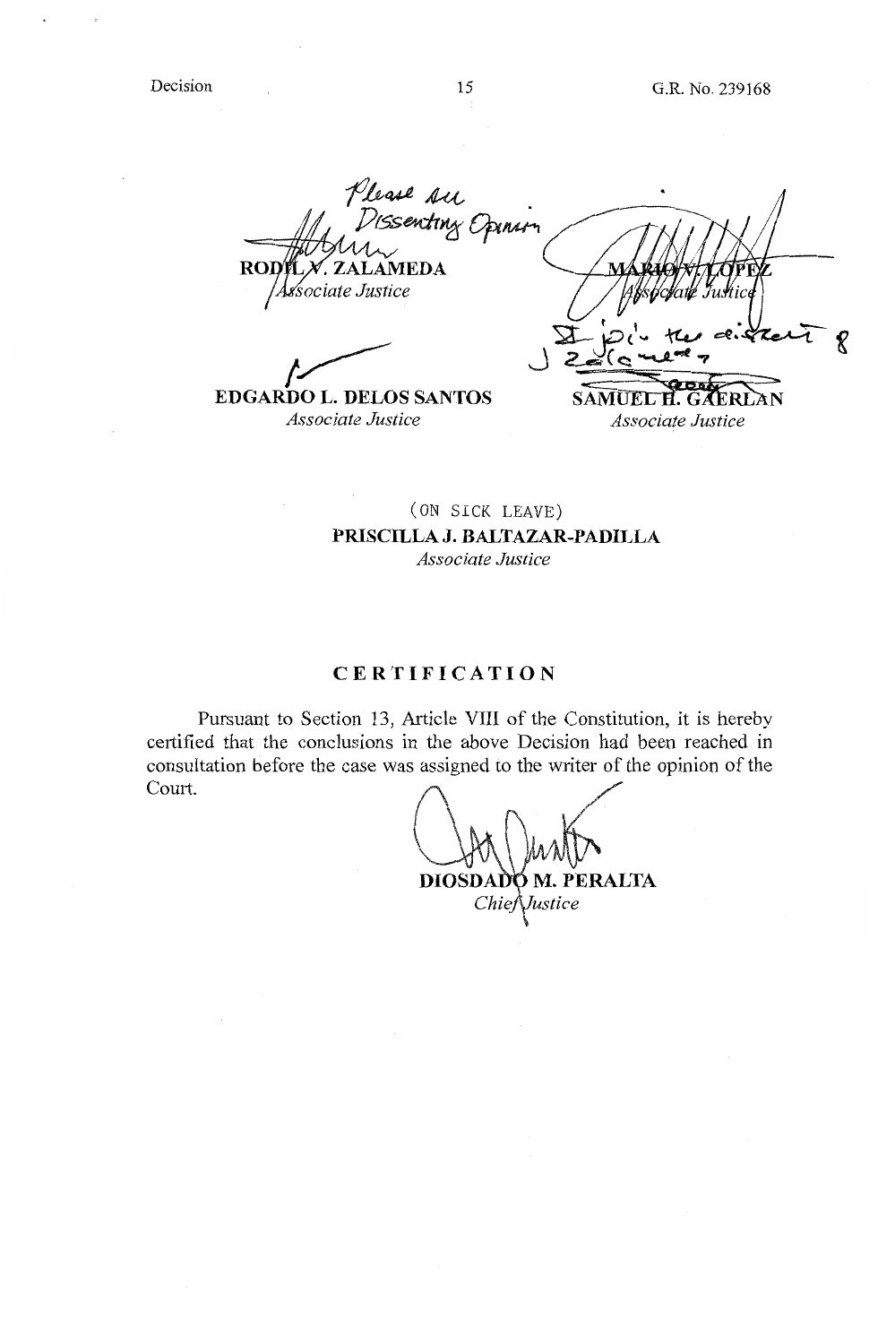*Please see Dissenting Opinion*

**RODIL V. ZALAMEDA**
*Associate Justice*

**MARIO V. LOPEZ**
*Associate Justice*

**EDGARDO L. DELOS SANTOS**
*Associate Justice*

*I join the dissent of J. Zalameda*

**SAMUEL H. GAERLAN**
*Associate Justice*

(ON SICK LEAVE)
**PRISCILLA J. BALTAZAR-PADILLA**
*Associate Justice*

## CERTIFICATION

Pursuant to Section 13, Article VIII of the Constitution, it is hereby certified that the conclusions in the above Decision had been reached in consultation before the case was assigned to the writer of the opinion of the Court.

**DIOSDADO M. PERALTA**
*Chief Justice*